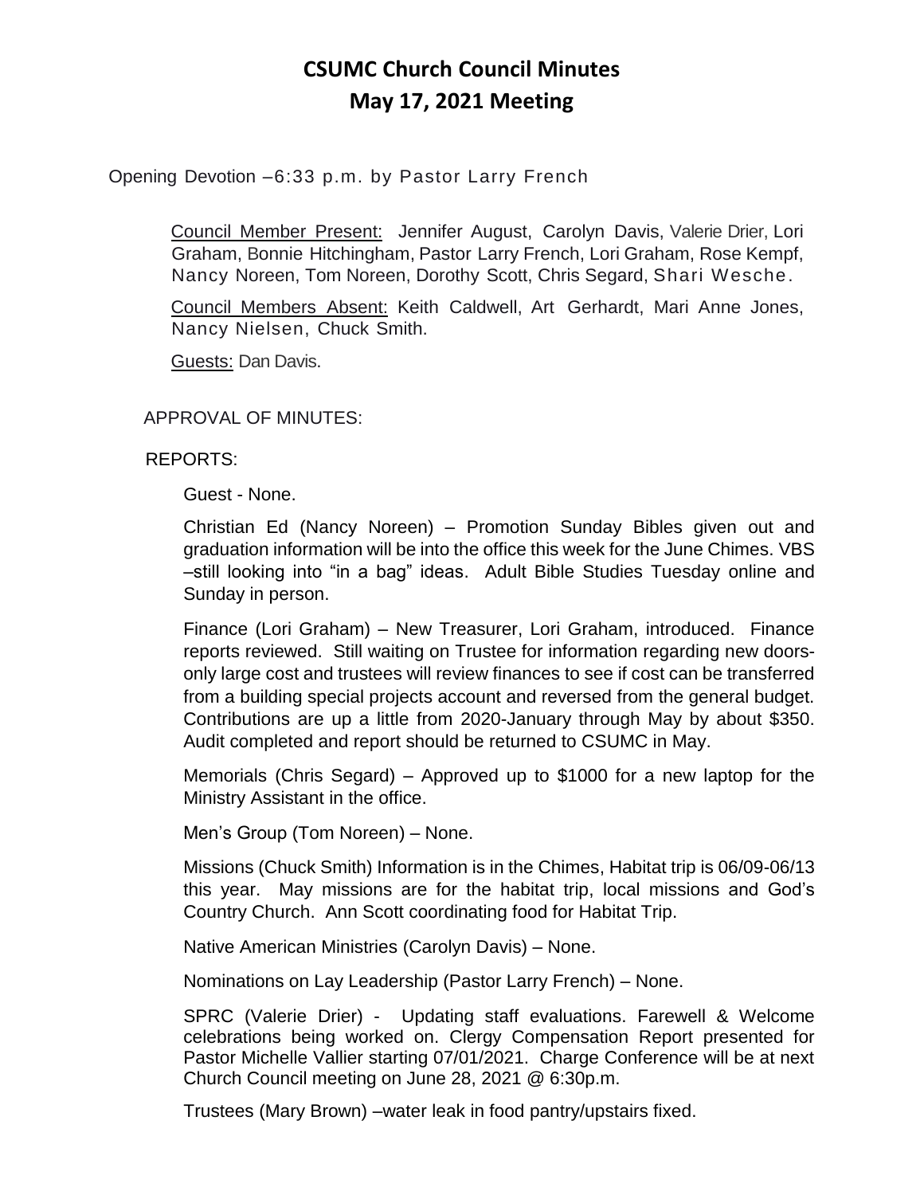# CSUMC Church Council Minutes
# May 17, 2021 Meeting

Opening Devotion –6:33 p.m. by Pastor Larry French

Council Member Present: Jennifer August, Carolyn Davis, Valerie Drier, Lori Graham, Bonnie Hitchingham, Pastor Larry French, Lori Graham, Rose Kempf, Nancy Noreen, Tom Noreen, Dorothy Scott, Chris Segard, Shari Wesche.

Council Members Absent: Keith Caldwell, Art Gerhardt, Mari Anne Jones, Nancy Nielsen, Chuck Smith.

Guests: Dan Davis.

APPROVAL OF MINUTES:

REPORTS:

Guest - None.

Christian Ed (Nancy Noreen) – Promotion Sunday Bibles given out and graduation information will be into the office this week for the June Chimes. VBS –still looking into "in a bag" ideas. Adult Bible Studies Tuesday online and Sunday in person.

Finance (Lori Graham) – New Treasurer, Lori Graham, introduced. Finance reports reviewed. Still waiting on Trustee for information regarding new doors-only large cost and trustees will review finances to see if cost can be transferred from a building special projects account and reversed from the general budget. Contributions are up a little from 2020-January through May by about $350. Audit completed and report should be returned to CSUMC in May.

Memorials (Chris Segard) – Approved up to $1000 for a new laptop for the Ministry Assistant in the office.

Men's Group (Tom Noreen) – None.

Missions (Chuck Smith) Information is in the Chimes, Habitat trip is 06/09-06/13 this year. May missions are for the habitat trip, local missions and God's Country Church. Ann Scott coordinating food for Habitat Trip.

Native American Ministries (Carolyn Davis) – None.

Nominations on Lay Leadership (Pastor Larry French) – None.

SPRC (Valerie Drier) - Updating staff evaluations. Farewell & Welcome celebrations being worked on. Clergy Compensation Report presented for Pastor Michelle Vallier starting 07/01/2021. Charge Conference will be at next Church Council meeting on June 28, 2021 @ 6:30p.m.

Trustees (Mary Brown) –water leak in food pantry/upstairs fixed.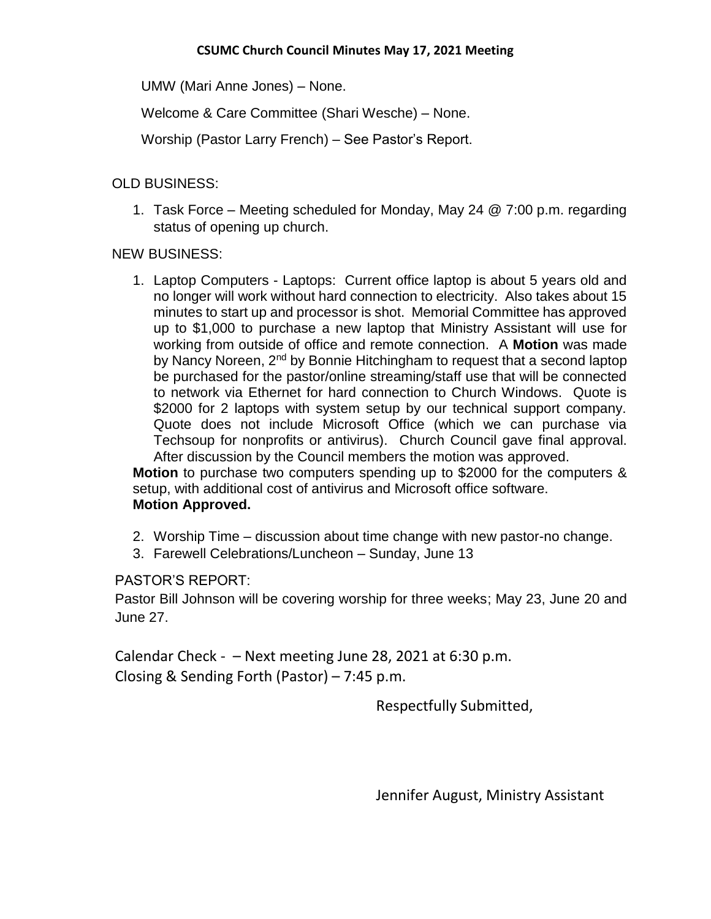UMW (Mari Anne Jones) – None.

Welcome & Care Committee (Shari Wesche) – None.

Worship (Pastor Larry French) – See Pastor's Report.

OLD BUSINESS:

1. Task Force – Meeting scheduled for Monday, May 24 @ 7:00 p.m. regarding status of opening up church.

NEW BUSINESS:

1. Laptop Computers - Laptops: Current office laptop is about 5 years old and no longer will work without hard connection to electricity. Also takes about 15 minutes to start up and processor is shot. Memorial Committee has approved up to $1,000 to purchase a new laptop that Ministry Assistant will use for working from outside of office and remote connection. A **Motion** was made by Nancy Noreen, 2nd by Bonnie Hitchingham to request that a second laptop be purchased for the pastor/online streaming/staff use that will be connected to network via Ethernet for hard connection to Church Windows. Quote is $2000 for 2 laptops with system setup by our technical support company. Quote does not include Microsoft Office (which we can purchase via Techsoup for nonprofits or antivirus). Church Council gave final approval. After discussion by the Council members the motion was approved.

**Motion** to purchase two computers spending up to $2000 for the computers & setup, with additional cost of antivirus and Microsoft office software.
**Motion Approved.**

2. Worship Time – discussion about time change with new pastor-no change.
3. Farewell Celebrations/Luncheon – Sunday, June 13

PASTOR'S REPORT:

Pastor Bill Johnson will be covering worship for three weeks; May 23, June 20 and June 27.

Calendar Check - – Next meeting June 28, 2021 at 6:30 p.m.
Closing & Sending Forth (Pastor) – 7:45 p.m.

Respectfully Submitted,

Jennifer August, Ministry Assistant